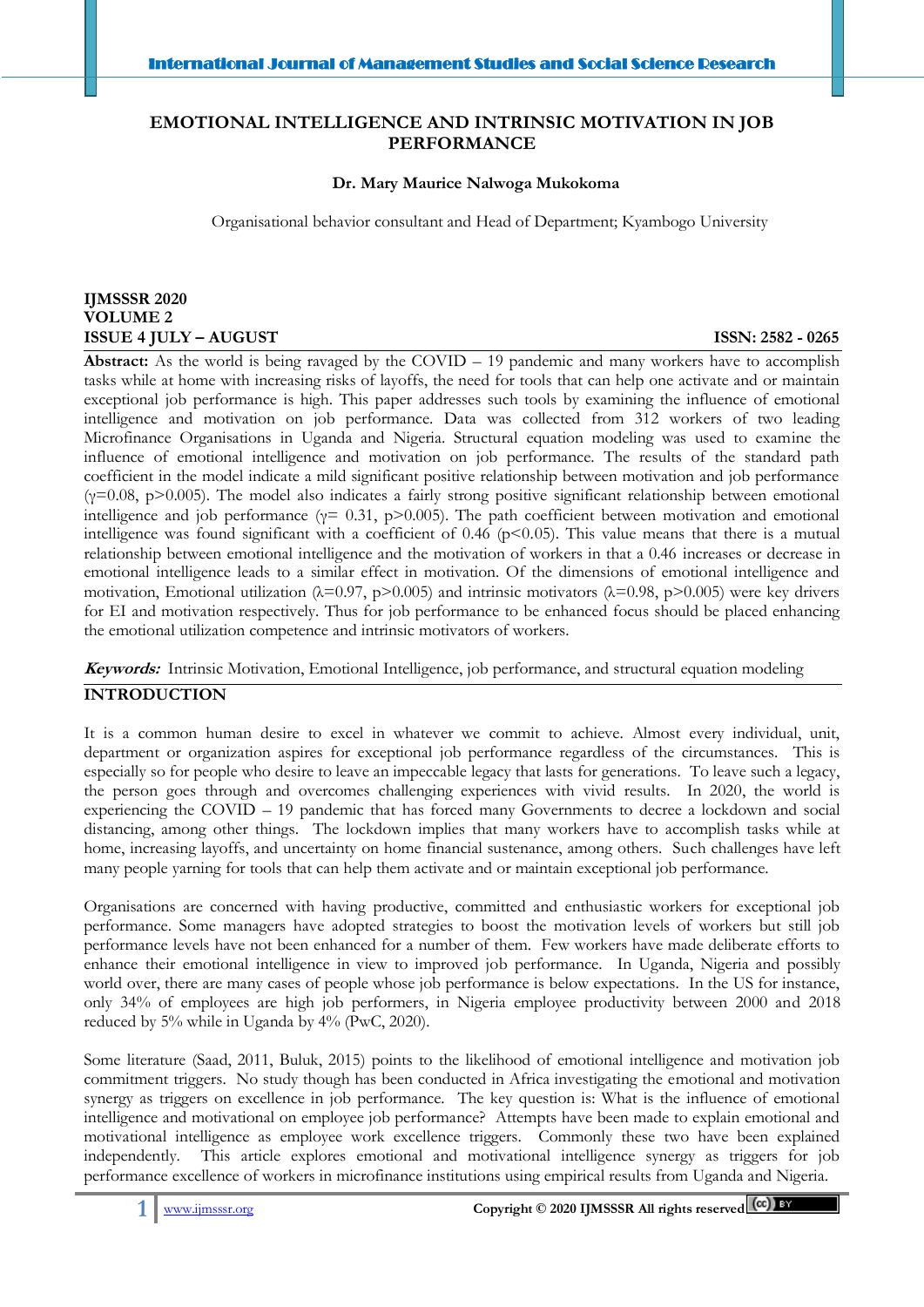# EMOTIONAL INTELLIGENCE AND INTRINSIC MOTIVATION IN JOB PERFORMANCE

**Dr. Mary Maurice Nalwoga Mukokoma**

Organisational behavior consultant and Head of Department; Kyambogo University

**IJMSSSR 2020**
**VOLUME 2**
**ISSUE 4 JULY – AUGUST** **ISSN: 2582 - 0265**

**Abstract:** As the world is being ravaged by the COVID – 19 pandemic and many workers have to accomplish tasks while at home with increasing risks of layoffs, the need for tools that can help one activate and or maintain exceptional job performance is high. This paper addresses such tools by examining the influence of emotional intelligence and motivation on job performance. Data was collected from 312 workers of two leading Microfinance Organisations in Uganda and Nigeria. Structural equation modeling was used to examine the influence of emotional intelligence and motivation on job performance. The results of the standard path coefficient in the model indicate a mild significant positive relationship between motivation and job performance ($\gamma=0.08$, $p>0.005$). The model also indicates a fairly strong positive significant relationship between emotional intelligence and job performance ($\gamma= 0.31$, $p>0.005$). The path coefficient between motivation and emotional intelligence was found significant with a coefficient of 0.46 ($p<0.05$). This value means that there is a mutual relationship between emotional intelligence and the motivation of workers in that a 0.46 increases or decrease in emotional intelligence leads to a similar effect in motivation. Of the dimensions of emotional intelligence and motivation, Emotional utilization ($\lambda=0.97$, $p>0.005$) and intrinsic motivators ($\lambda=0.98$, $p>0.005$) were key drivers for EI and motivation respectively. Thus for job performance to be enhanced focus should be placed enhancing the emotional utilization competence and intrinsic motivators of workers.

***Keywords:*** Intrinsic Motivation, Emotional Intelligence, job performance, and structural equation modeling

## INTRODUCTION

It is a common human desire to excel in whatever we commit to achieve. Almost every individual, unit, department or organization aspires for exceptional job performance regardless of the circumstances. This is especially so for people who desire to leave an impeccable legacy that lasts for generations. To leave such a legacy, the person goes through and overcomes challenging experiences with vivid results. In 2020, the world is experiencing the COVID – 19 pandemic that has forced many Governments to decree a lockdown and social distancing, among other things. The lockdown implies that many workers have to accomplish tasks while at home, increasing layoffs, and uncertainty on home financial sustenance, among others. Such challenges have left many people yarning for tools that can help them activate and or maintain exceptional job performance.

Organisations are concerned with having productive, committed and enthusiastic workers for exceptional job performance. Some managers have adopted strategies to boost the motivation levels of workers but still job performance levels have not been enhanced for a number of them. Few workers have made deliberate efforts to enhance their emotional intelligence in view to improved job performance. In Uganda, Nigeria and possibly world over, there are many cases of people whose job performance is below expectations. In the US for instance, only 34% of employees are high job performers, in Nigeria employee productivity between 2000 and 2018 reduced by 5% while in Uganda by 4% (PwC, 2020).

Some literature (Saad, 2011, Buluk, 2015) points to the likelihood of emotional intelligence and motivation job commitment triggers. No study though has been conducted in Africa investigating the emotional and motivation synergy as triggers on excellence in job performance. The key question is: What is the influence of emotional intelligence and motivational on employee job performance? Attempts have been made to explain emotional and motivational intelligence as employee work excellence triggers. Commonly these two have been explained independently. This article explores emotional and motivational intelligence synergy as triggers for job performance excellence of workers in microfinance institutions using empirical results from Uganda and Nigeria.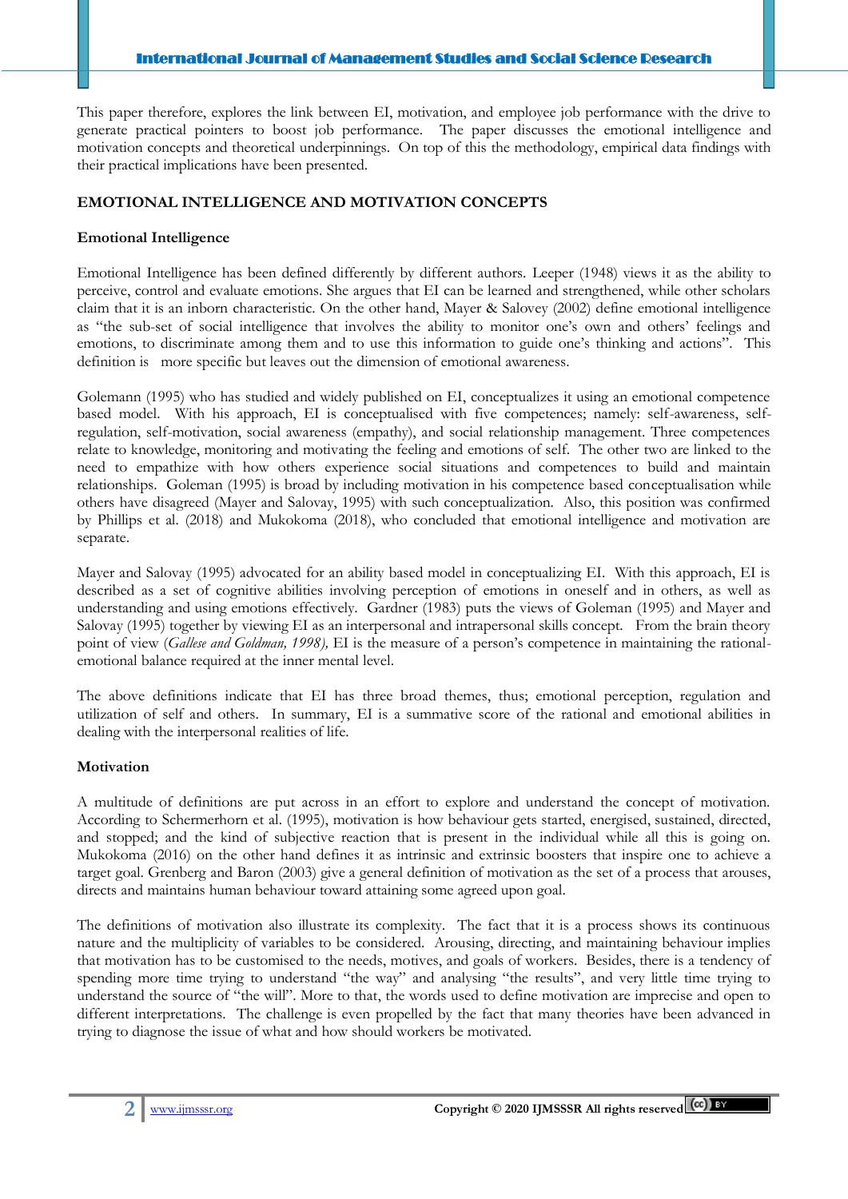This paper therefore, explores the link between EI, motivation, and employee job performance with the drive to generate practical pointers to boost job performance. The paper discusses the emotional intelligence and motivation concepts and theoretical underpinnings. On top of this the methodology, empirical data findings with their practical implications have been presented.

## EMOTIONAL INTELLIGENCE AND MOTIVATION CONCEPTS

### Emotional Intelligence

Emotional Intelligence has been defined differently by different authors. Leeper (1948) views it as the ability to perceive, control and evaluate emotions. She argues that EI can be learned and strengthened, while other scholars claim that it is an inborn characteristic. On the other hand, Mayer & Salovey (2002) define emotional intelligence as "the sub-set of social intelligence that involves the ability to monitor one's own and others' feelings and emotions, to discriminate among them and to use this information to guide one's thinking and actions". This definition is more specific but leaves out the dimension of emotional awareness.

Golemann (1995) who has studied and widely published on EI, conceptualizes it using an emotional competence based model. With his approach, EI is conceptualised with five competences; namely: self-awareness, self-regulation, self-motivation, social awareness (empathy), and social relationship management. Three competences relate to knowledge, monitoring and motivating the feeling and emotions of self. The other two are linked to the need to empathize with how others experience social situations and competences to build and maintain relationships. Goleman (1995) is broad by including motivation in his competence based conceptualisation while others have disagreed (Mayer and Salovay, 1995) with such conceptualization. Also, this position was confirmed by Phillips et al. (2018) and Mukokoma (2018), who concluded that emotional intelligence and motivation are separate.

Mayer and Salovay (1995) advocated for an ability based model in conceptualizing EI. With this approach, EI is described as a set of cognitive abilities involving perception of emotions in oneself and in others, as well as understanding and using emotions effectively. Gardner (1983) puts the views of Goleman (1995) and Mayer and Salovay (1995) together by viewing EI as an interpersonal and intrapersonal skills concept. From the brain theory point of view (*Gallese and Goldman, 1998),* EI is the measure of a person's competence in maintaining the rational-emotional balance required at the inner mental level.

The above definitions indicate that EI has three broad themes, thus; emotional perception, regulation and utilization of self and others. In summary, EI is a summative score of the rational and emotional abilities in dealing with the interpersonal realities of life.

### Motivation

A multitude of definitions are put across in an effort to explore and understand the concept of motivation. According to Schermerhorn et al. (1995), motivation is how behaviour gets started, energised, sustained, directed, and stopped; and the kind of subjective reaction that is present in the individual while all this is going on. Mukokoma (2016) on the other hand defines it as intrinsic and extrinsic boosters that inspire one to achieve a target goal. Grenberg and Baron (2003) give a general definition of motivation as the set of a process that arouses, directs and maintains human behaviour toward attaining some agreed upon goal.

The definitions of motivation also illustrate its complexity. The fact that it is a process shows its continuous nature and the multiplicity of variables to be considered. Arousing, directing, and maintaining behaviour implies that motivation has to be customised to the needs, motives, and goals of workers. Besides, there is a tendency of spending more time trying to understand "the way" and analysing "the results", and very little time trying to understand the source of "the will". More to that, the words used to define motivation are imprecise and open to different interpretations. The challenge is even propelled by the fact that many theories have been advanced in trying to diagnose the issue of what and how should workers be motivated.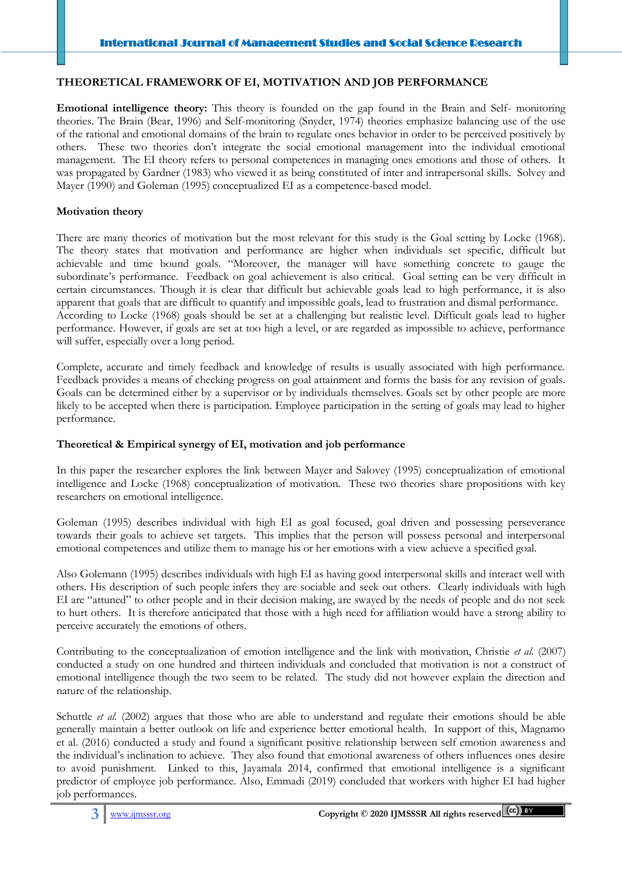## THEORETICAL FRAMEWORK OF EI, MOTIVATION AND JOB PERFORMANCE

**Emotional intelligence theory:** This theory is founded on the gap found in the Brain and Self- monitoring theories. The Brain (Bear, 1996) and Self-monitoring (Snyder, 1974) theories emphasize balancing use of the use of the rational and emotional domains of the brain to regulate ones behavior in order to be perceived positively by others. These two theories don't integrate the social emotional management into the individual emotional management. The EI theory refers to personal competences in managing ones emotions and those of others. It was propagated by Gardner (1983) who viewed it as being constituted of inter and intrapersonal skills. Solvey and Mayer (1990) and Goleman (1995) conceptualized EI as a competence-based model.

### Motivation theory

There are many theories of motivation but the most relevant for this study is the Goal setting by Locke (1968). The theory states that motivation and performance are higher when individuals set specific, difficult but achievable and time bound goals. "Moreover, the manager will have something concrete to gauge the subordinate's performance. Feedback on goal achievement is also critical. Goal setting can be very difficult in certain circumstances. Though it is clear that difficult but achievable goals lead to high performance, it is also apparent that goals that are difficult to quantify and impossible goals, lead to frustration and dismal performance. According to Locke (1968) goals should be set at a challenging but realistic level. Difficult goals lead to higher performance. However, if goals are set at too high a level, or are regarded as impossible to achieve, performance will suffer, especially over a long period.

Complete, accurate and timely feedback and knowledge of results is usually associated with high performance. Feedback provides a means of checking progress on goal attainment and forms the basis for any revision of goals. Goals can be determined either by a supervisor or by individuals themselves. Goals set by other people are more likely to be accepted when there is participation. Employee participation in the setting of goals may lead to higher performance.

### Theoretical & Empirical synergy of EI, motivation and job performance

In this paper the researcher explores the link between Mayer and Salovey (1995) conceptualization of emotional intelligence and Locke (1968) conceptualization of motivation. These two theories share propositions with key researchers on emotional intelligence.

Goleman (1995) describes individual with high EI as goal focused, goal driven and possessing perseverance towards their goals to achieve set targets. This implies that the person will possess personal and interpersonal emotional competences and utilize them to manage his or her emotions with a view achieve a specified goal.

Also Golemann (1995) describes individuals with high EI as having good interpersonal skills and interact well with others. His description of such people infers they are sociable and seek out others. Clearly individuals with high EI are "attuned" to other people and in their decision making, are swayed by the needs of people and do not seek to hurt others. It is therefore anticipated that those with a high need for affiliation would have a strong ability to perceive accurately the emotions of others.

Contributing to the conceptualization of emotion intelligence and the link with motivation, Christie *et al.* (2007) conducted a study on one hundred and thirteen individuals and concluded that motivation is not a construct of emotional intelligence though the two seem to be related. The study did not however explain the direction and nature of the relationship.

Schuttle *et al.* (2002) argues that those who are able to understand and regulate their emotions should be able generally maintain a better outlook on life and experience better emotional health. In support of this, Magnamo et al. (2016) conducted a study and found a significant positive relationship between self emotion awareness and the individual's inclination to achieve. They also found that emotional awareness of others influences ones desire to avoid punishment. Linked to this, Jayamala 2014, confirmed that emotional intelligence is a significant predictor of employee job performance. Also, Emmadi (2019) concluded that workers with higher EI had higher job performances.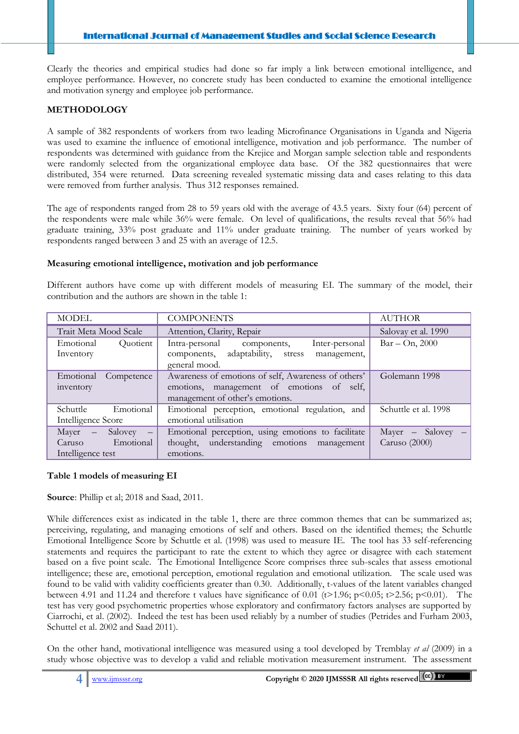Clearly the theories and empirical studies had done so far imply a link between emotional intelligence, and employee performance. However, no concrete study has been conducted to examine the emotional intelligence and motivation synergy and employee job performance.

## METHODOLOGY

A sample of 382 respondents of workers from two leading Microfinance Organisations in Uganda and Nigeria was used to examine the influence of emotional intelligence, motivation and job performance. The number of respondents was determined with guidance from the Krejice and Morgan sample selection table and respondents were randomly selected from the organizational employee data base. Of the 382 questionnaires that were distributed, 354 were returned. Data screening revealed systematic missing data and cases relating to this data were removed from further analysis. Thus 312 responses remained.

The age of respondents ranged from 28 to 59 years old with the average of 43.5 years. Sixty four (64) percent of the respondents were male while 36% were female. On level of qualifications, the results reveal that 56% had graduate training, 33% post graduate and 11% under graduate training. The number of years worked by respondents ranged between 3 and 25 with an average of 12.5.

### Measuring emotional intelligence, motivation and job performance

Different authors have come up with different models of measuring EI. The summary of the model, their contribution and the authors are shown in the table 1:

| MODEL | COMPONENTS | AUTHOR |
|---|---|---|
| Trait Meta Mood Scale | Attention, Clarity, Repair | Salovay et al. 1990 |
| Emotional Quotient Inventory | Intra-personal components, Inter-personal components, adaptability, stress management, general mood. | Bar – On, 2000 |
| Emotional Competence inventory | Awareness of emotions of self, Awareness of others' emotions, management of emotions of self, management of other's emotions. | Golemann 1998 |
| Schuttle Emotional Intelligence Score | Emotional perception, emotional regulation, and emotional utilisation | Schuttle et al. 1998 |
| Mayer – Salovey – Caruso Emotional Intelligence test | Emotional perception, using emotions to facilitate thought, understanding emotions management emotions. | Mayer – Salovey – Caruso (2000) |

**Table 1 models of measuring EI**

**Source**: Phillip et al; 2018 and Saad, 2011.

While differences exist as indicated in the table 1, there are three common themes that can be summarized as; perceiving, regulating, and managing emotions of self and others. Based on the identified themes; the Schuttle Emotional Intelligence Score by Schuttle et al. (1998) was used to measure IE. The tool has 33 self-referencing statements and requires the participant to rate the extent to which they agree or disagree with each statement based on a five point scale. The Emotional Intelligence Score comprises three sub-scales that assess emotional intelligence; these are, emotional perception, emotional regulation and emotional utilization. The scale used was found to be valid with validity coefficients greater than 0.30. Additionally, t-values of the latent variables changed between 4.91 and 11.24 and therefore t values have significance of 0.01 ($t>1.96$; $p<0.05$; $t>2.56$; $p<0.01$). The test has very good psychometric properties whose exploratory and confirmatory factors analyses are supported by Ciarrochi, et al. (2002). Indeed the test has been used reliably by a number of studies (Petrides and Furham 2003, Schuttel et al. 2002 and Saad 2011).

On the other hand, motivational intelligence was measured using a tool developed by Tremblay *et al* (2009) in a study whose objective was to develop a valid and reliable motivation measurement instrument. The assessment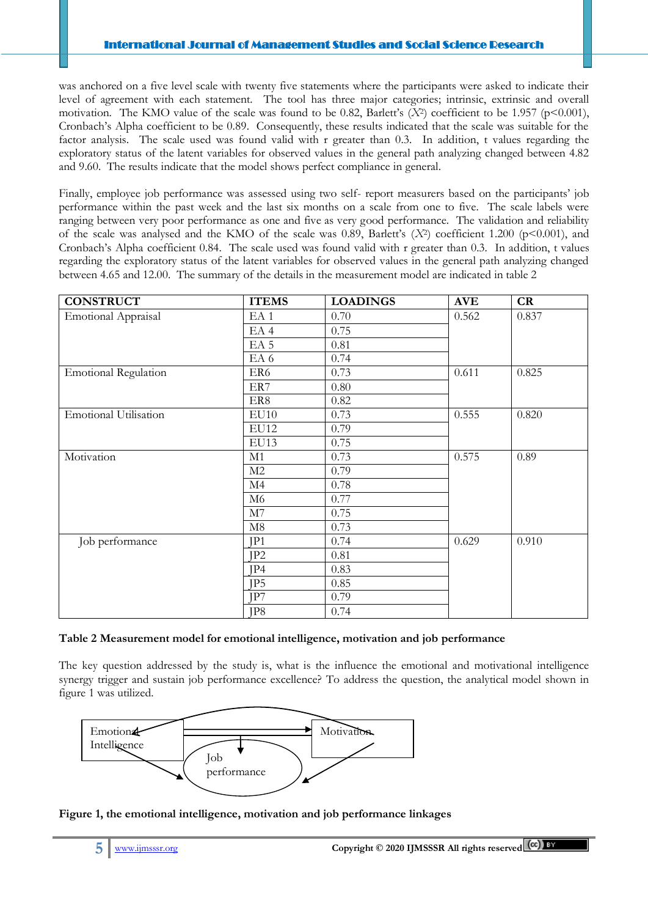was anchored on a five level scale with twenty five statements where the participants were asked to indicate their level of agreement with each statement. The tool has three major categories; intrinsic, extrinsic and overall motivation. The KMO value of the scale was found to be 0.82, Barlett's ($X^2$) coefficient to be 1.957 ($p<0.001$), Cronbach's Alpha coefficient to be 0.89. Consequently, these results indicated that the scale was suitable for the factor analysis. The scale used was found with r greater than 0.3. In addition, t values regarding the exploratory status of the latent variables for observed values in the general path analyzing changed between 4.82 and 9.60. The results indicate that the model shows perfect compliance in general.

Finally, employee job performance was assessed using two self- report measurers based on the participants' job performance within the past week and the last six months on a scale from one to five. The scale labels were ranging between very poor performance as one and five as very good performance. The validation and reliability of the scale was analysed and the KMO of the scale was 0.89, Barlett's ($X^2$) coefficient 1.200 ($p<0.001$), and Cronbach's Alpha coefficient 0.84. The scale used was found valid with r greater than 0.3. In addition, t values regarding the exploratory status of the latent variables for observed values in the general path analyzing changed between 4.65 and 12.00. The summary of the details in the measurement model are indicated in table 2

| CONSTRUCT | ITEMS | LOADINGS | AVE | CR |
|---|---|---|---|---|
| Emotional Appraisal | EA 1 | 0.70 | 0.562 | 0.837 |
| | EA 4 | 0.75 | | |
| | EA 5 | 0.81 | | |
| | EA 6 | 0.74 | | |
| Emotional Regulation | ER6 | 0.73 | 0.611 | 0.825 |
| | ER7 | 0.80 | | |
| | ER8 | 0.82 | | |
| Emotional Utilisation | EU10 | 0.73 | 0.555 | 0.820 |
| | EU12 | 0.79 | | |
| | EU13 | 0.75 | | |
| Motivation | M1 | 0.73 | 0.575 | 0.89 |
| | M2 | 0.79 | | |
| | M4 | 0.78 | | |
| | M6 | 0.77 | | |
| | M7 | 0.75 | | |
| | M8 | 0.73 | | |
| Job performance | JP1 | 0.74 | 0.629 | 0.910 |
| | JP2 | 0.81 | | |
| | JP4 | 0.83 | | |
| | JP5 | 0.85 | | |
| | JP7 | 0.79 | | |
| | JP8 | 0.74 | | |

**Table 2 Measurement model for emotional intelligence, motivation and job performance**

The key question addressed by the study is, what is the influence the emotional and motivational intelligence synergy trigger and sustain job performance excellence? To address the question, the analytical model shown in figure 1 was utilized.

Emotional Intelligence — Motivation — Job performance

**Figure 1, the emotional intelligence, motivation and job performance linkages**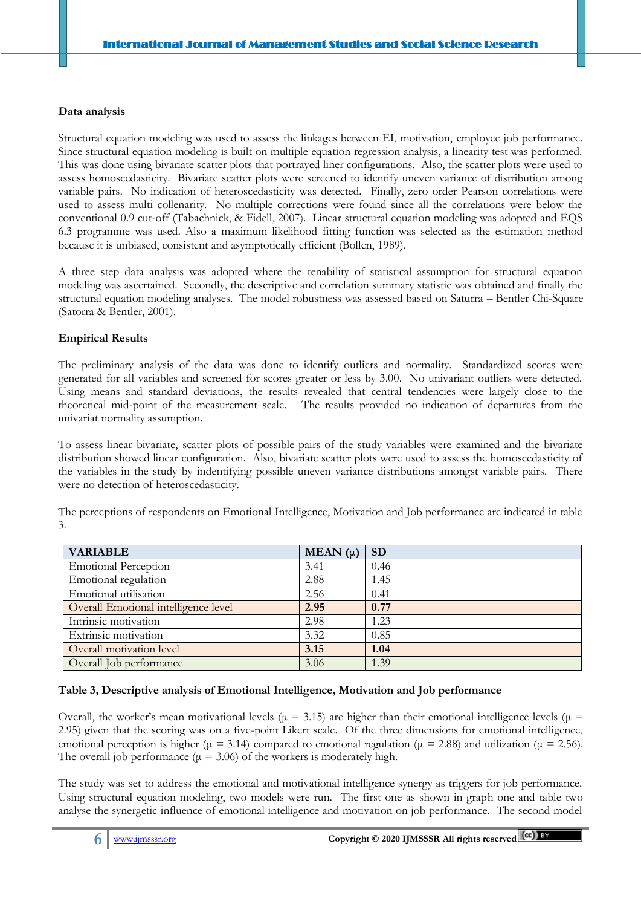**Data analysis**

Structural equation modeling was used to assess the linkages between EI, motivation, employee job performance. Since structural equation modeling is built on multiple equation regression analysis, a linearity test was performed. This was done using bivariate scatter plots that portrayed liner configurations. Also, the scatter plots were used to assess homoscedasticity. Bivariate scatter plots were screened to identify uneven variance of distribution among variable pairs. No indication of heteroscedasticity was detected. Finally, zero order Pearson correlations were used to assess multi collenarity. No multiple corrections were found since all the correlations were below the conventional 0.9 cut-off (Tabachnick, & Fidell, 2007). Linear structural equation modeling was adopted and EQS 6.3 programme was used. Also a maximum likelihood fitting function was selected as the estimation method because it is unbiased, consistent and asymptotically efficient (Bollen, 1989).

A three step data analysis was adopted where the tenability of statistical assumption for structural equation modeling was ascertained. Secondly, the descriptive and correlation summary statistic was obtained and finally the structural equation modeling analyses. The model robustness was assessed based on Saturra – Bentler Chi-Square (Satorra & Bentler, 2001).

**Empirical Results**

The preliminary analysis of the data was done to identify outliers and normality. Standardized scores were generated for all variables and screened for scores greater or less by 3.00. No univariant outliers were detected. Using means and standard deviations, the results revealed that central tendencies were largely close to the theoretical mid-point of the measurement scale. The results provided no indication of departures from the univariat normality assumption.

To assess linear bivariate, scatter plots of possible pairs of the study variables were examined and the bivariate distribution showed linear configuration. Also, bivariate scatter plots were used to assess the homoscedasticity of the variables in the study by indentifying possible uneven variance distributions amongst variable pairs. There were no detection of heteroscedasticity.

The perceptions of respondents on Emotional Intelligence, Motivation and Job performance are indicated in table 3.

| VARIABLE | MEAN (μ) | SD |
|---|---|---|
| Emotional Perception | 3.41 | 0.46 |
| Emotional regulation | 2.88 | 1.45 |
| Emotional utilisation | 2.56 | 0.41 |
| Overall Emotional intelligence level | **2.95** | **0.77** |
| Intrinsic motivation | 2.98 | 1.23 |
| Extrinsic motivation | 3.32 | 0.85 |
| Overall motivation level | **3.15** | **1.04** |
| Overall Job performance | 3.06 | 1.39 |

**Table 3, Descriptive analysis of Emotional Intelligence, Motivation and Job performance**

Overall, the worker's mean motivational levels ($\mu$ = 3.15) are higher than their emotional intelligence levels ($\mu$ = 2.95) given that the scoring was on a five-point Likert scale. Of the three dimensions for emotional intelligence, emotional perception is higher ($\mu$ = 3.14) compared to emotional regulation ($\mu$ = 2.88) and utilization ($\mu$ = 2.56). The overall job performance ($\mu$ = 3.06) of the workers is moderately high.

The study was set to address the emotional and motivational intelligence synergy as triggers for job performance. Using structural equation modeling, two models were run. The first one as shown in graph one and table two analyse the synergetic influence of emotional intelligence and motivation on job performance. The second model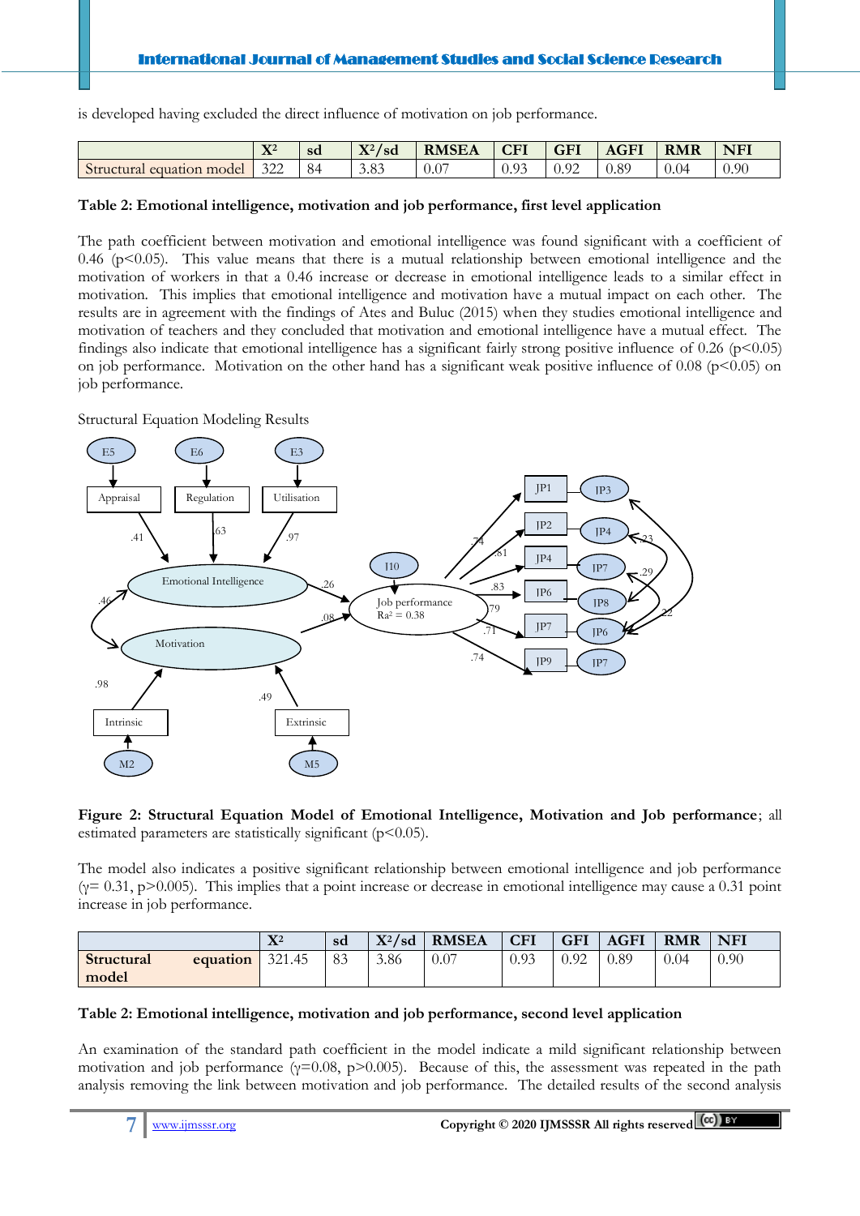is developed having excluded the direct influence of motivation on job performance.

| | $X^2$ | sd | $X^2$/sd | RMSEA | CFI | GFI | AGFI | RMR | NFI |
|---|---|---|---|---|---|---|---|---|---|
| Structural equation model | 322 | 84 | 3.83 | 0.07 | 0.93 | 0.92 | 0.89 | 0.04 | 0.90 |

**Table 2: Emotional intelligence, motivation and job performance, first level application**

The path coefficient between motivation and emotional intelligence was found significant with a coefficient of 0.46 ($p<0.05$). This value means that there is a mutual relationship between emotional intelligence and the motivation of workers in that a 0.46 increase or decrease in emotional intelligence leads to a similar effect in motivation. This implies that emotional intelligence and motivation have a mutual impact on each other. The results are in agreement with the findings of Ates and Buluc (2015) when they studies emotional intelligence and motivation of teachers and they concluded that motivation and emotional intelligence have a mutual effect. The findings also indicate that emotional intelligence has a significant fairly strong positive influence of 0.26 ($p<0.05$) on job performance. Motivation on the other hand has a significant weak positive influence of 0.08 ($p<0.05$) on job performance.

Structural Equation Modeling Results

**Figure 2: Structural Equation Model of Emotional Intelligence, Motivation and Job performance**; all estimated parameters are statistically significant ($p<0.05$).

The model also indicates a positive significant relationship between emotional intelligence and job performance ($\gamma= 0.31$, $p>0.005$). This implies that a point increase or decrease in emotional intelligence may cause a 0.31 point increase in job performance.

| | $X^2$ | sd | $X^2$/sd | RMSEA | CFI | GFI | AGFI | RMR | NFI |
|---|---|---|---|---|---|---|---|---|---|
| **Structural equation model** | 321.45 | 83 | 3.86 | 0.07 | 0.93 | 0.92 | 0.89 | 0.04 | 0.90 |

**Table 2: Emotional intelligence, motivation and job performance, second level application**

An examination of the standard path coefficient in the model indicate a mild significant relationship between motivation and job performance ($\gamma=0.08$, $p>0.005$). Because of this, the assessment was repeated in the path analysis removing the link between motivation and job performance. The detailed results of the second analysis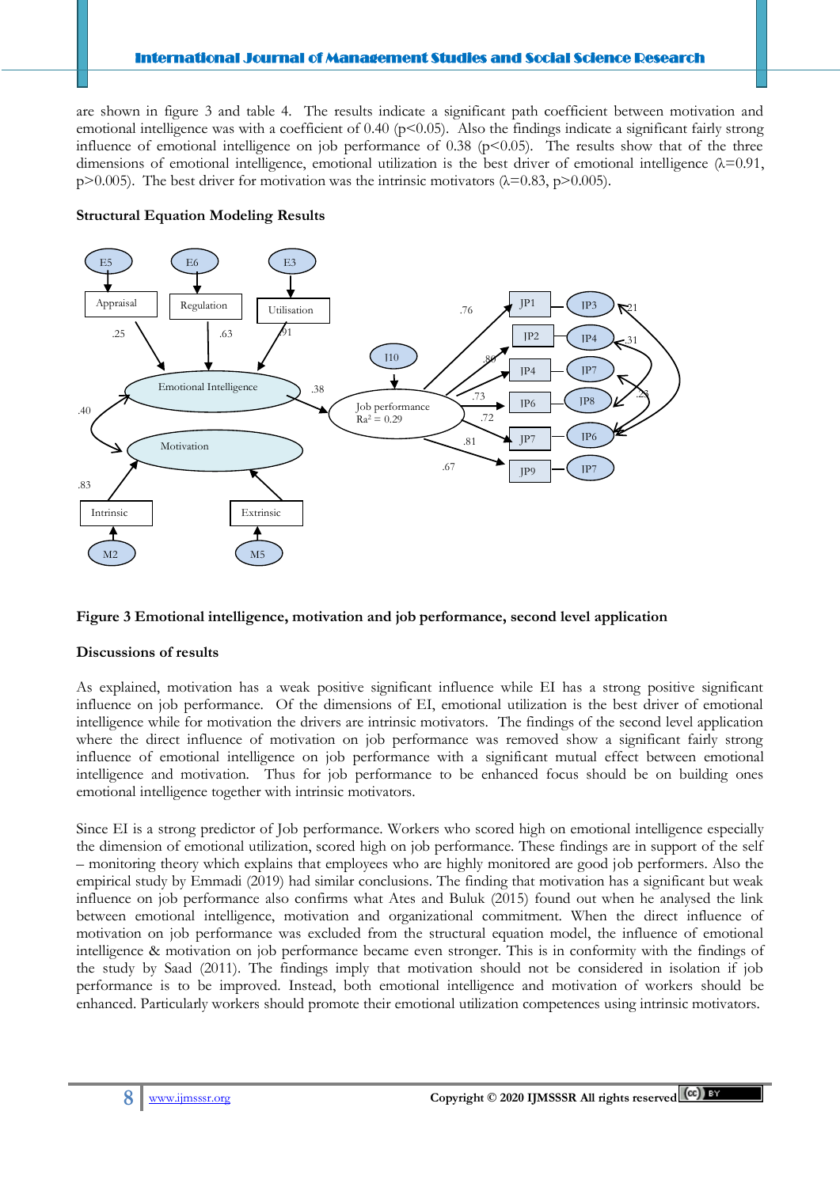are shown in figure 3 and table 4. The results indicate a significant path coefficient between motivation and emotional intelligence was with a coefficient of 0.40 ($p<0.05$). Also the findings indicate a significant fairly strong influence of emotional intelligence on job performance of 0.38 ($p<0.05$). The results show that of the three dimensions of emotional intelligence, emotional utilization is the best driver of emotional intelligence ($\lambda=0.91$, $p>0.005$). The best driver for motivation was the intrinsic motivators ($\lambda=0.83$, $p>0.005$).

**Structural Equation Modeling Results**

**Figure 3 Emotional intelligence, motivation and job performance, second level application**

**Discussions of results**

As explained, motivation has a weak positive significant influence while EI has a strong positive significant influence on job performance. Of the dimensions of EI, emotional utilization is the best driver of emotional intelligence while for motivation the drivers are intrinsic motivators. The findings of the second level application where the direct influence of motivation on job performance was removed show a significant fairly strong influence of emotional intelligence on job performance with a significant mutual effect between emotional intelligence and motivation. Thus for job performance to be enhanced focus should be on building ones emotional intelligence together with intrinsic motivators.

Since EI is a strong predictor of Job performance. Workers who scored high on emotional intelligence especially the dimension of emotional utilization, scored high on job performance. These findings are in support of the self – monitoring theory which explains that employees who are highly monitored are good job performers. Also the empirical study by Emmadi (2019) had similar conclusions. The finding that motivation has a significant but weak influence on job performance also confirms what Ates and Buluk (2015) found out when he analysed the link between emotional intelligence, motivation and organizational commitment. When the direct influence of motivation on job performance was excluded from the structural equation model, the influence of emotional intelligence & motivation on job performance became even stronger. This is in conformity with the findings of the study by Saad (2011). The findings imply that motivation should not be considered in isolation if job performance is to be improved. Instead, both emotional intelligence and motivation of workers should be enhanced. Particularly workers should promote their emotional utilization competences using intrinsic motivators.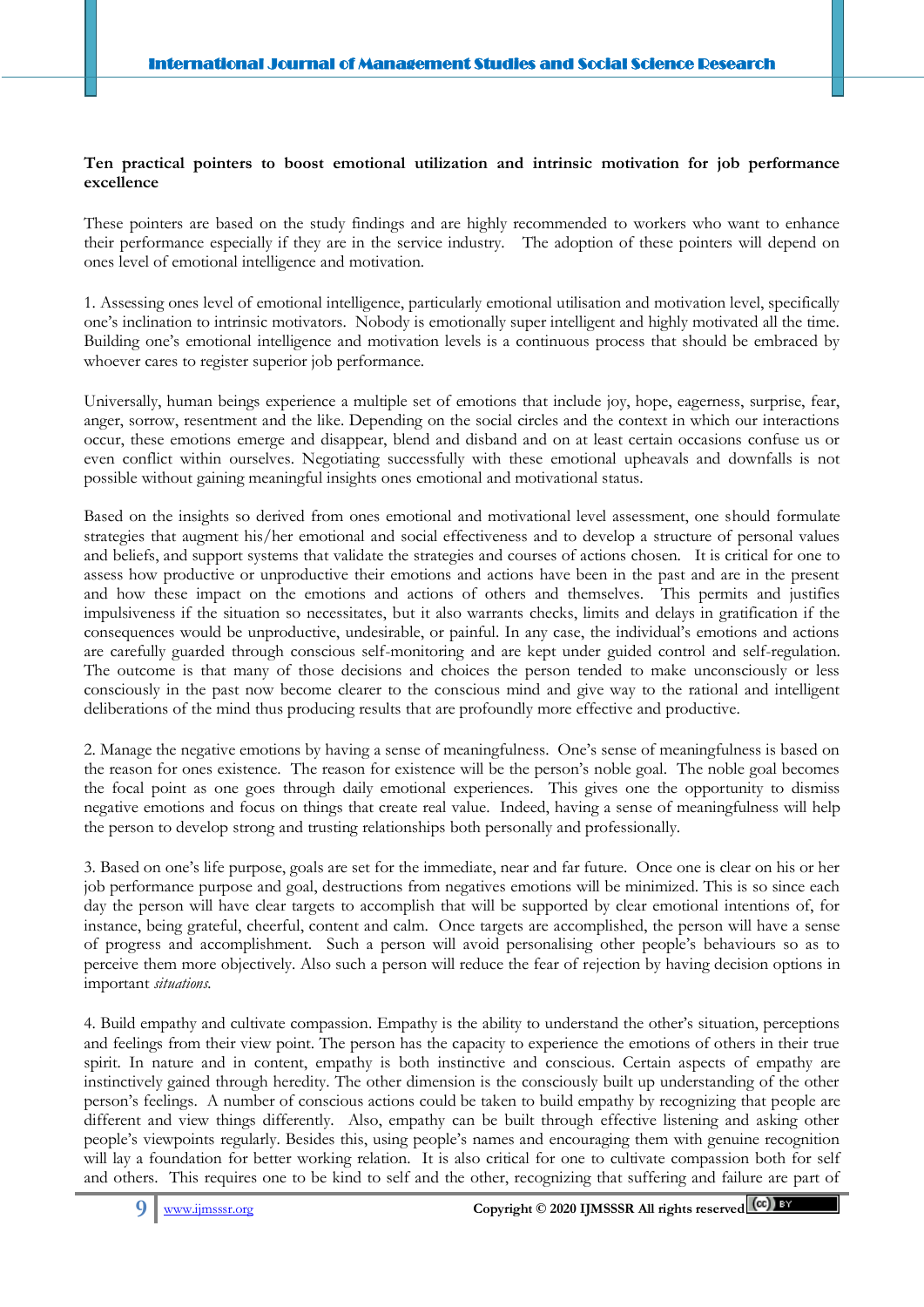**Ten practical pointers to boost emotional utilization and intrinsic motivation for job performance excellence**

These pointers are based on the study findings and are highly recommended to workers who want to enhance their performance especially if they are in the service industry. The adoption of these pointers will depend on ones level of emotional intelligence and motivation.

1. Assessing ones level of emotional intelligence, particularly emotional utilisation and motivation level, specifically one's inclination to intrinsic motivators. Nobody is emotionally super intelligent and highly motivated all the time. Building one's emotional intelligence and motivation levels is a continuous process that should be embraced by whoever cares to register superior job performance.

Universally, human beings experience a multiple set of emotions that include joy, hope, eagerness, surprise, fear, anger, sorrow, resentment and the like. Depending on the social circles and the context in which our interactions occur, these emotions emerge and disappear, blend and disband and on at least certain occasions confuse us or even conflict within ourselves. Negotiating successfully with these emotional upheavals and downfalls is not possible without gaining meaningful insights ones emotional and motivational status.

Based on the insights so derived from ones emotional and motivational level assessment, one should formulate strategies that augment his/her emotional and social effectiveness and to develop a structure of personal values and beliefs, and support systems that validate the strategies and courses of actions chosen. It is critical for one to assess how productive or unproductive their emotions and actions have been in the past and are in the present and how these impact on the emotions and actions of others and themselves. This permits and justifies impulsiveness if the situation so necessitates, but it also warrants checks, limits and delays in gratification if the consequences would be unproductive, undesirable, or painful. In any case, the individual's emotions and actions are carefully guarded through conscious self-monitoring and are kept under guided control and self-regulation. The outcome is that many of those decisions and choices the person tended to make unconsciously or less consciously in the past now become clearer to the conscious mind and give way to the rational and intelligent deliberations of the mind thus producing results that are profoundly more effective and productive.

2. Manage the negative emotions by having a sense of meaningfulness. One's sense of meaningfulness is based on the reason for ones existence. The reason for existence will be the person's noble goal. The noble goal becomes the focal point as one goes through daily emotional experiences. This gives one the opportunity to dismiss negative emotions and focus on things that create real value. Indeed, having a sense of meaningfulness will help the person to develop strong and trusting relationships both personally and professionally.

3. Based on one's life purpose, goals are set for the immediate, near and far future. Once one is clear on his or her job performance purpose and goal, destructions from negatives emotions will be minimized. This is so since each day the person will have clear targets to accomplish that will be supported by clear emotional intentions of, for instance, being grateful, cheerful, content and calm. Once targets are accomplished, the person will have a sense of progress and accomplishment. Such a person will avoid personalising other people's behaviours so as to perceive them more objectively. Also such a person will reduce the fear of rejection by having decision options in important *situations.*

4. Build empathy and cultivate compassion. Empathy is the ability to understand the other's situation, perceptions and feelings from their view point. The person has the capacity to experience the emotions of others in their true spirit. In nature and in content, empathy is both instinctive and conscious. Certain aspects of empathy are instinctively gained through heredity. The other dimension is the consciously built up understanding of the other person's feelings. A number of conscious actions could be taken to build empathy by recognizing that people are different and view things differently. Also, empathy can be built through effective listening and asking other people's viewpoints regularly. Besides this, using people's names and encouraging them with genuine recognition will lay a foundation for better working relation. It is also critical for one to cultivate compassion both for self and others. This requires one to be kind to self and the other, recognizing that suffering and failure are part of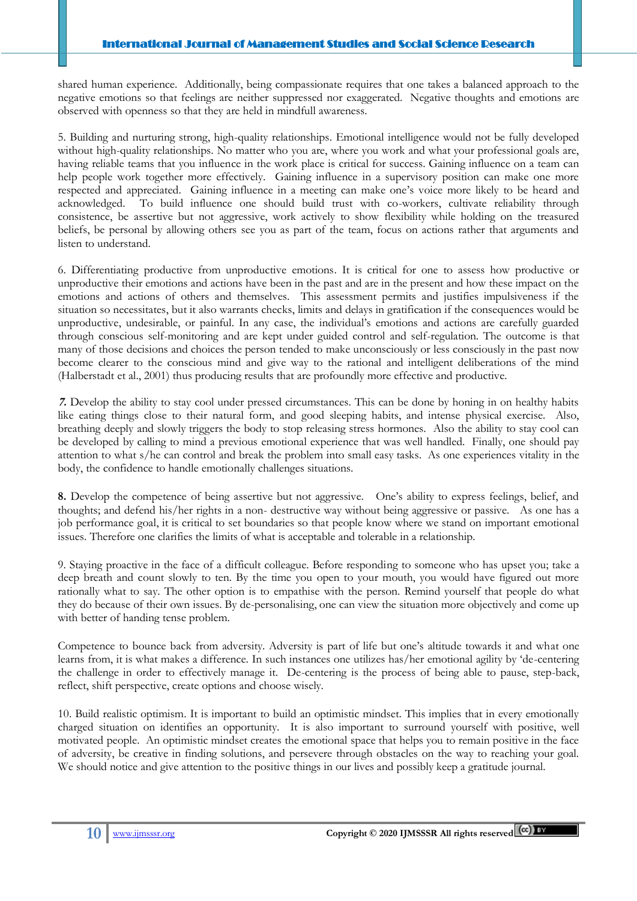shared human experience. Additionally, being compassionate requires that one takes a balanced approach to the negative emotions so that feelings are neither suppressed nor exaggerated. Negative thoughts and emotions are observed with openness so that they are held in mindfull awareness.

5. Building and nurturing strong, high-quality relationships. Emotional intelligence would not be fully developed without high-quality relationships. No matter who you are, where you work and what your professional goals are, having reliable teams that you influence in the work place is critical for success. Gaining influence on a team can help people work together more effectively. Gaining influence in a supervisory position can make one more respected and appreciated. Gaining influence in a meeting can make one's voice more likely to be heard and acknowledged. To build influence one should build trust with co-workers, cultivate reliability through consistence, be assertive but not aggressive, work actively to show flexibility while holding on the treasured beliefs, be personal by allowing others see you as part of the team, focus on actions rather that arguments and listen to understand.

6. Differentiating productive from unproductive emotions. It is critical for one to assess how productive or unproductive their emotions and actions have been in the past and are in the present and how these impact on the emotions and actions of others and themselves. This assessment permits and justifies impulsiveness if the situation so necessitates, but it also warrants checks, limits and delays in gratification if the consequences would be unproductive, undesirable, or painful. In any case, the individual's emotions and actions are carefully guarded through conscious self-monitoring and are kept under guided control and self-regulation. The outcome is that many of those decisions and choices the person tended to make unconsciously or less consciously in the past now become clearer to the conscious mind and give way to the rational and intelligent deliberations of the mind (Halberstadt et al., 2001) thus producing results that are profoundly more effective and productive.

***7.*** Develop the ability to stay cool under pressed circumstances. This can be done by honing in on healthy habits like eating things close to their natural form, and good sleeping habits, and intense physical exercise. Also, breathing deeply and slowly triggers the body to stop releasing stress hormones. Also the ability to stay cool can be developed by calling to mind a previous emotional experience that was well handled. Finally, one should pay attention to what s/he can control and break the problem into small easy tasks. As one experiences vitality in the body, the confidence to handle emotionally challenges situations.

**8.** Develop the competence of being assertive but not aggressive. One's ability to express feelings, belief, and thoughts; and defend his/her rights in a non- destructive way without being aggressive or passive. As one has a job performance goal, it is critical to set boundaries so that people know where we stand on important emotional issues. Therefore one clarifies the limits of what is acceptable and tolerable in a relationship.

9. Staying proactive in the face of a difficult colleague. Before responding to someone who has upset you; take a deep breath and count slowly to ten. By the time you open to your mouth, you would have figured out more rationally what to say. The other option is to empathise with the person. Remind yourself that people do what they do because of their own issues. By de-personalising, one can view the situation more objectively and come up with better of handing tense problem.

Competence to bounce back from adversity. Adversity is part of life but one's altitude towards it and what one learns from, it is what makes a difference. In such instances one utilizes has/her emotional agility by 'de-centering the challenge in order to effectively manage it. De-centering is the process of being able to pause, step-back, reflect, shift perspective, create options and choose wisely.

10. Build realistic optimism. It is important to build an optimistic mindset. This implies that in every emotionally charged situation on identifies an opportunity. It is also important to surround yourself with positive, well motivated people. An optimistic mindset creates the emotional space that helps you to remain positive in the face of adversity, be creative in finding solutions, and persevere through obstacles on the way to reaching your goal. We should notice and give attention to the positive things in our lives and possibly keep a gratitude journal.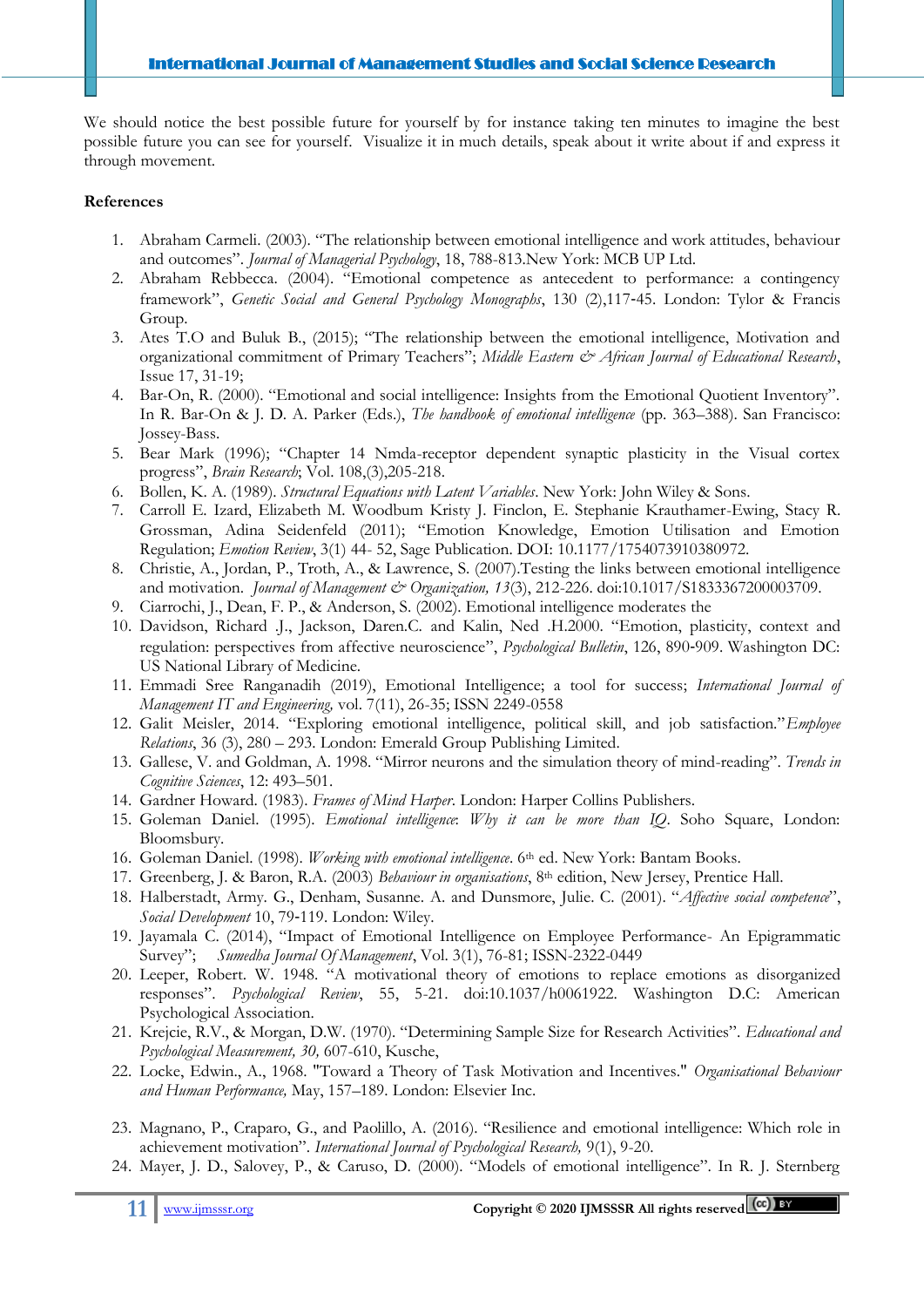We should notice the best possible future for yourself by for instance taking ten minutes to imagine the best possible future you can see for yourself. Visualize it in much details, speak about it write about if and express it through movement.

**References**

1. Abraham Carmeli. (2003). "The relationship between emotional intelligence and work attitudes, behaviour and outcomes". *Journal of Managerial Psychology*, 18, 788-813.New York: MCB UP Ltd.
2. Abraham Rebbecca. (2004). "Emotional competence as antecedent to performance: a contingency framework", *Genetic Social and General Psychology Monographs*, 130 (2),117-45. London: Tylor & Francis Group.
3. Ates T.O and Buluk B., (2015); "The relationship between the emotional intelligence, Motivation and organizational commitment of Primary Teachers"; *Middle Eastern & African Journal of Educational Research*, Issue 17, 31-19;
4. Bar-On, R. (2000). "Emotional and social intelligence: Insights from the Emotional Quotient Inventory". In R. Bar-On & J. D. A. Parker (Eds.), *The handbook of emotional intelligence* (pp. 363–388). San Francisco: Jossey-Bass.
5. Bear Mark (1996); "Chapter 14 Nmda-receptor dependent synaptic plasticity in the Visual cortex progress", *Brain Research*; Vol. 108,(3),205-218.
6. Bollen, K. A. (1989). *Structural Equations with Latent Variables*. New York: John Wiley & Sons.
7. Carroll E. Izard, Elizabeth M. Woodbum Kristy J. Finclon, E. Stephanie Krauthamer-Ewing, Stacy R. Grossman, Adina Seidenfeld (2011); "Emotion Knowledge, Emotion Utilisation and Emotion Regulation; *Emotion Review*, 3(1) 44- 52, Sage Publication. DOI: 10.1177/1754073910380972.
8. Christie, A., Jordan, P., Troth, A., & Lawrence, S. (2007).Testing the links between emotional intelligence and motivation. *Journal of Management & Organization, 13*(3), 212-226. doi:10.1017/S1833367200003709.
9. Ciarrochi, J., Dean, F. P., & Anderson, S. (2002). Emotional intelligence moderates the
10. Davidson, Richard .J., Jackson, Daren.C. and Kalin, Ned .H.2000. "Emotion, plasticity, context and regulation: perspectives from affective neuroscience", *Psychological Bulletin*, 126, 890-909. Washington DC: US National Library of Medicine.
11. Emmadi Sree Ranganadih (2019), Emotional Intelligence; a tool for success; *International Journal of Management IT and Engineering,* vol. 7(11), 26-35; ISSN 2249-0558
12. Galit Meisler, 2014. "Exploring emotional intelligence, political skill, and job satisfaction." *Employee Relations*, 36 (3), 280 – 293. London: Emerald Group Publishing Limited.
13. Gallese, V. and Goldman, A. 1998. "Mirror neurons and the simulation theory of mind-reading". *Trends in Cognitive Sciences*, 12: 493–501.
14. Gardner Howard. (1983). *Frames of Mind Harper*. London: Harper Collins Publishers.
15. Goleman Daniel. (1995). *Emotional intelligence: Why it can be more than IQ*. Soho Square, London: Bloomsbury.
16. Goleman Daniel. (1998). *Working with emotional intelligence*. 6th ed. New York: Bantam Books.
17. Greenberg, J. & Baron, R.A. (2003) *Behaviour in organisations*, 8th edition, New Jersey, Prentice Hall.
18. Halberstadt, Army. G., Denham, Susanne. A. and Dunsmore, Julie. C. (2001). "*Affective social competence*", *Social Development* 10, 79-119. London: Wiley.
19. Jayamala C. (2014), "Impact of Emotional Intelligence on Employee Performance- An Epigrammatic Survey"; *Sumedha Journal Of Management*, Vol. 3(1), 76-81; ISSN-2322-0449
20. Leeper, Robert. W. 1948. "A motivational theory of emotions to replace emotions as disorganized responses". *Psychological Review*, 55, 5-21. doi:10.1037/h0061922. Washington D.C: American Psychological Association.
21. Krejcie, R.V., & Morgan, D.W. (1970). "Determining Sample Size for Research Activities". *Educational and Psychological Measurement, 30,* 607-610, Kusche,
22. Locke, Edwin., A., 1968. "Toward a Theory of Task Motivation and Incentives." *Organisational Behaviour and Human Performance,* May, 157–189. London: Elsevier Inc.
23. Magnano, P., Craparo, G., and Paolillo, A. (2016). "Resilience and emotional intelligence: Which role in achievement motivation". *International Journal of Psychological Research,* 9(1), 9-20.
24. Mayer, J. D., Salovey, P., & Caruso, D. (2000). "Models of emotional intelligence". In R. J. Sternberg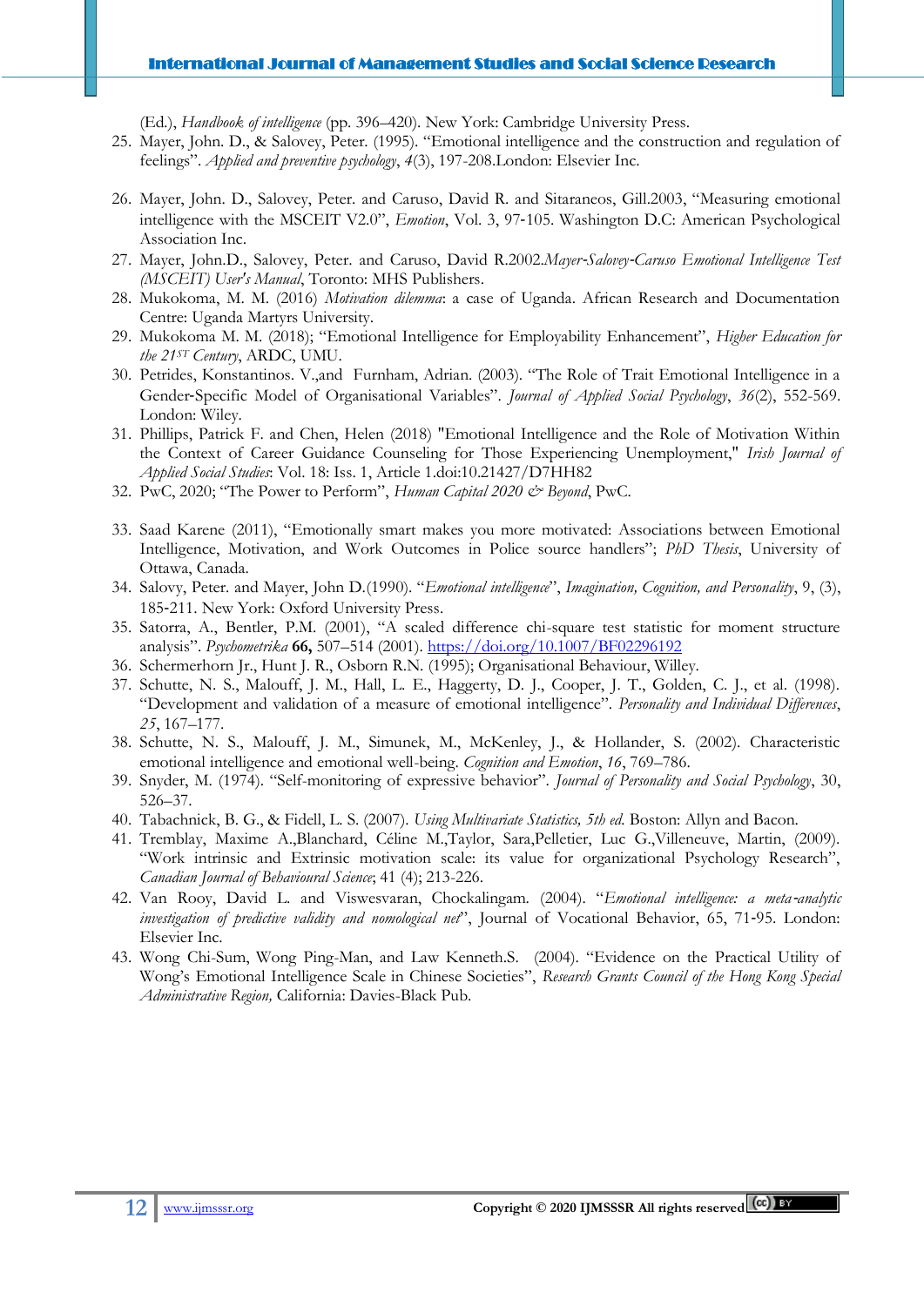(Ed.), *Handbook of intelligence* (pp. 396–420). New York: Cambridge University Press.

25. Mayer, John. D., & Salovey, Peter. (1995). "Emotional intelligence and the construction and regulation of feelings". *Applied and preventive psychology*, *4*(3), 197-208.London: Elsevier Inc.
26. Mayer, John. D., Salovey, Peter. and Caruso, David R. and Sitaraneos, Gill.2003, "Measuring emotional intelligence with the MSCEIT V2.0", *Emotion*, Vol. 3, 97-105. Washington D.C: American Psychological Association Inc.
27. Mayer, John.D., Salovey, Peter. and Caruso, David R.2002.*Mayer-Salovey-Caruso Emotional Intelligence Test (MSCEIT) User's Manual*, Toronto: MHS Publishers.
28. Mukokoma, M. M. (2016) *Motivation dilemma*: a case of Uganda. African Research and Documentation Centre: Uganda Martyrs University.
29. Mukokoma M. M. (2018); "Emotional Intelligence for Employability Enhancement", *Higher Education for the 21ST Century*, ARDC, UMU.
30. Petrides, Konstantinos. V.,and Furnham, Adrian. (2003). "The Role of Trait Emotional Intelligence in a Gender-Specific Model of Organisational Variables". *Journal of Applied Social Psychology*, *36*(2), 552-569. London: Wiley.
31. Phillips, Patrick F. and Chen, Helen (2018) "Emotional Intelligence and the Role of Motivation Within the Context of Career Guidance Counseling for Those Experiencing Unemployment," *Irish Journal of Applied Social Studies*: Vol. 18: Iss. 1, Article 1.doi:10.21427/D7HH82
32. PwC, 2020; "The Power to Perform", *Human Capital 2020 & Beyond*, PwC.
33. Saad Karene (2011), "Emotionally smart makes you more motivated: Associations between Emotional Intelligence, Motivation, and Work Outcomes in Police source handlers"; *PhD Thesis*, University of Ottawa, Canada.
34. Salovy, Peter. and Mayer, John D.(1990). "*Emotional intelligence*", *Imagination, Cognition, and Personality*, 9, (3), 185-211. New York: Oxford University Press.
35. Satorra, A., Bentler, P.M. (2001), "A scaled difference chi-square test statistic for moment structure analysis". *Psychometrika* **66,** 507–514 (2001). https://doi.org/10.1007/BF02296192
36. Schermerhorn Jr., Hunt J. R., Osborn R.N. (1995); Organisational Behaviour, Willey.
37. Schutte, N. S., Malouff, J. M., Hall, L. E., Haggerty, D. J., Cooper, J. T., Golden, C. J., et al. (1998). "Development and validation of a measure of emotional intelligence". *Personality and Individual Differences*, *25*, 167–177.
38. Schutte, N. S., Malouff, J. M., Simunek, M., McKenley, J., & Hollander, S. (2002). Characteristic emotional intelligence and emotional well-being. *Cognition and Emotion*, *16*, 769–786.
39. Snyder, M. (1974). "Self-monitoring of expressive behavior". *Journal of Personality and Social Psychology*, 30, 526–37.
40. Tabachnick, B. G., & Fidell, L. S. (2007). *Using Multivariate Statistics, 5th ed.* Boston: Allyn and Bacon.
41. Tremblay, Maxime A.,Blanchard, Céline M.,Taylor, Sara,Pelletier, Luc G.,Villeneuve, Martin, (2009). "Work intrinsic and Extrinsic motivation scale: its value for organizational Psychology Research", *Canadian Journal of Behavioural Science*; 41 (4); 213-226.
42. Van Rooy, David L. and Viswesvaran, Chockalingam. (2004). "*Emotional intelligence: a meta-analytic investigation of predictive validity and nomological net*", Journal of Vocational Behavior, 65, 71-95. London: Elsevier Inc.
43. Wong Chi-Sum, Wong Ping-Man, and Law Kenneth.S. (2004). "Evidence on the Practical Utility of Wong's Emotional Intelligence Scale in Chinese Societies", *Research Grants Council of the Hong Kong Special Administrative Region,* California: Davies-Black Pub.